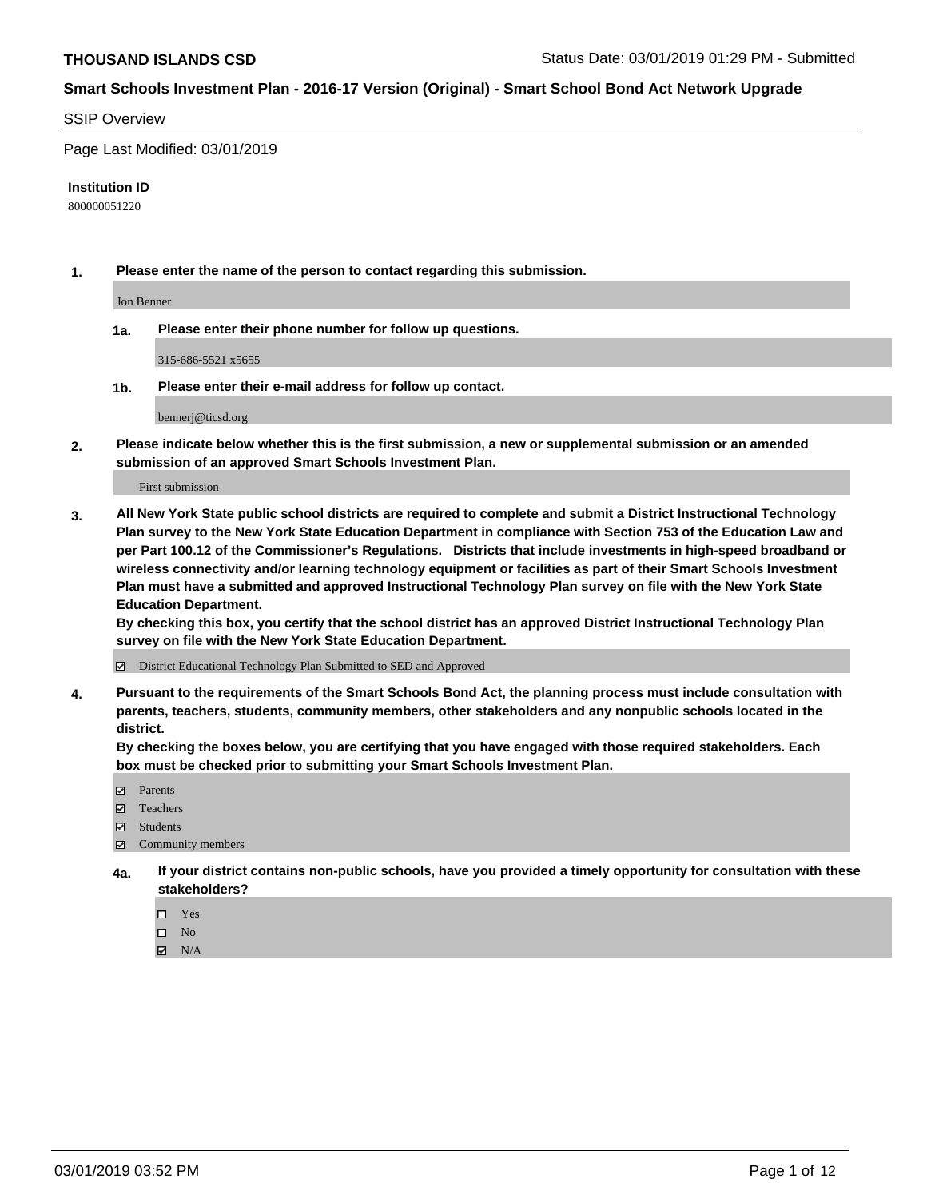# Smart Schools Investment Plan - 2016-17 Version (Original) - Smart School Bond Act Network Upgrade

## SSIP Overview

Page Last Modified: 03/01/2019

**Institution ID**

800000051220

**1. Please enter the name of the person to contact regarding this submission.**

Jon Benner

**1a. Please enter their phone number for follow up questions.**

315-686-5521 x5655

**1b. Please enter their e-mail address for follow up contact.**

bennerj@ticsd.org

**2. Please indicate below whether this is the first submission, a new or supplemental submission or an amended submission of an approved Smart Schools Investment Plan.**

First submission

**3. All New York State public school districts are required to complete and submit a District Instructional Technology Plan survey to the New York State Education Department in compliance with Section 753 of the Education Law and per Part 100.12 of the Commissioner's Regulations. Districts that include investments in high-speed broadband or wireless connectivity and/or learning technology equipment or facilities as part of their Smart Schools Investment Plan must have a submitted and approved Instructional Technology Plan survey on file with the New York State Education Department.**
**By checking this box, you certify that the school district has an approved District Instructional Technology Plan survey on file with the New York State Education Department.**

- [x] District Educational Technology Plan Submitted to SED and Approved

**4. Pursuant to the requirements of the Smart Schools Bond Act, the planning process must include consultation with parents, teachers, students, community members, other stakeholders and any nonpublic schools located in the district.**
**By checking the boxes below, you are certifying that you have engaged with those required stakeholders. Each box must be checked prior to submitting your Smart Schools Investment Plan.**

- [x] Parents
- [x] Teachers
- [x] Students
- [x] Community members

**4a. If your district contains non-public schools, have you provided a timely opportunity for consultation with these stakeholders?**

- [ ] Yes
- [ ] No
- [x] N/A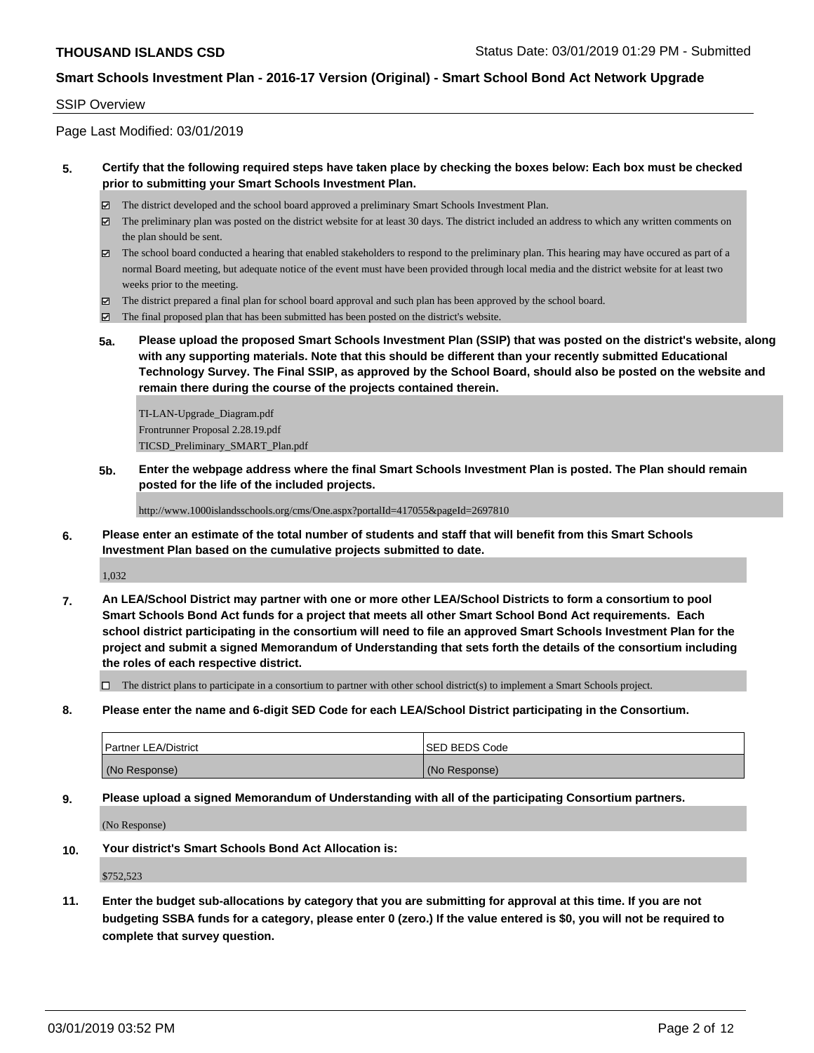**THOUSANDS ISLANDS CSD** Status Date: 03/01/2019 01:29 PM - Submitted

**Smart Schools Investment Plan - 2016-17 Version (Original) - Smart School Bond Act Network Upgrade**

SSIP Overview

Page Last Modified: 03/01/2019

**5. Certify that the following required steps have taken place by checking the boxes below: Each box must be checked prior to submitting your Smart Schools Investment Plan.**

- ☑ The district developed and the school board approved a preliminary Smart Schools Investment Plan.
- ☑ The preliminary plan was posted on the district website for at least 30 days. The district included an address to which any written comments on the plan should be sent.
- ☑ The school board conducted a hearing that enabled stakeholders to respond to the preliminary plan. This hearing may have occured as part of a normal Board meeting, but adequate notice of the event must have been provided through local media and the district website for at least two weeks prior to the meeting.
- ☑ The district prepared a final plan for school board approval and such plan has been approved by the school board.
- ☑ The final proposed plan that has been submitted has been posted on the district's website.

**5a. Please upload the proposed Smart Schools Investment Plan (SSIP) that was posted on the district's website, along with any supporting materials. Note that this should be different than your recently submitted Educational Technology Survey. The Final SSIP, as approved by the School Board, should also be posted on the website and remain there during the course of the projects contained therein.**

TI-LAN-Upgrade_Diagram.pdf
Frontrunner Proposal 2.28.19.pdf
TICSD_Preliminary_SMART_Plan.pdf

**5b. Enter the webpage address where the final Smart Schools Investment Plan is posted. The Plan should remain posted for the life of the included projects.**

http://www.1000islandsschools.org/cms/One.aspx?portalId=417055&pageId=2697810

**6. Please enter an estimate of the total number of students and staff that will benefit from this Smart Schools Investment Plan based on the cumulative projects submitted to date.**

1,032

**7. An LEA/School District may partner with one or more other LEA/School Districts to form a consortium to pool Smart Schools Bond Act funds for a project that meets all other Smart School Bond Act requirements. Each school district participating in the consortium will need to file an approved Smart Schools Investment Plan for the project and submit a signed Memorandum of Understanding that sets forth the details of the consortium including the roles of each respective district.**

- ☐ The district plans to participate in a consortium to partner with other school district(s) to implement a Smart Schools project.

**8. Please enter the name and 6-digit SED Code for each LEA/School District participating in the Consortium.**

| Partner LEA/District | SED BEDS Code |
|---|---|
| (No Response) | (No Response) |

**9. Please upload a signed Memorandum of Understanding with all of the participating Consortium partners.**

(No Response)

**10. Your district's Smart Schools Bond Act Allocation is:**

$752,523

**11. Enter the budget sub-allocations by category that you are submitting for approval at this time. If you are not budgeting SSBA funds for a category, please enter 0 (zero.) If the value entered is $0, you will not be required to complete that survey question.**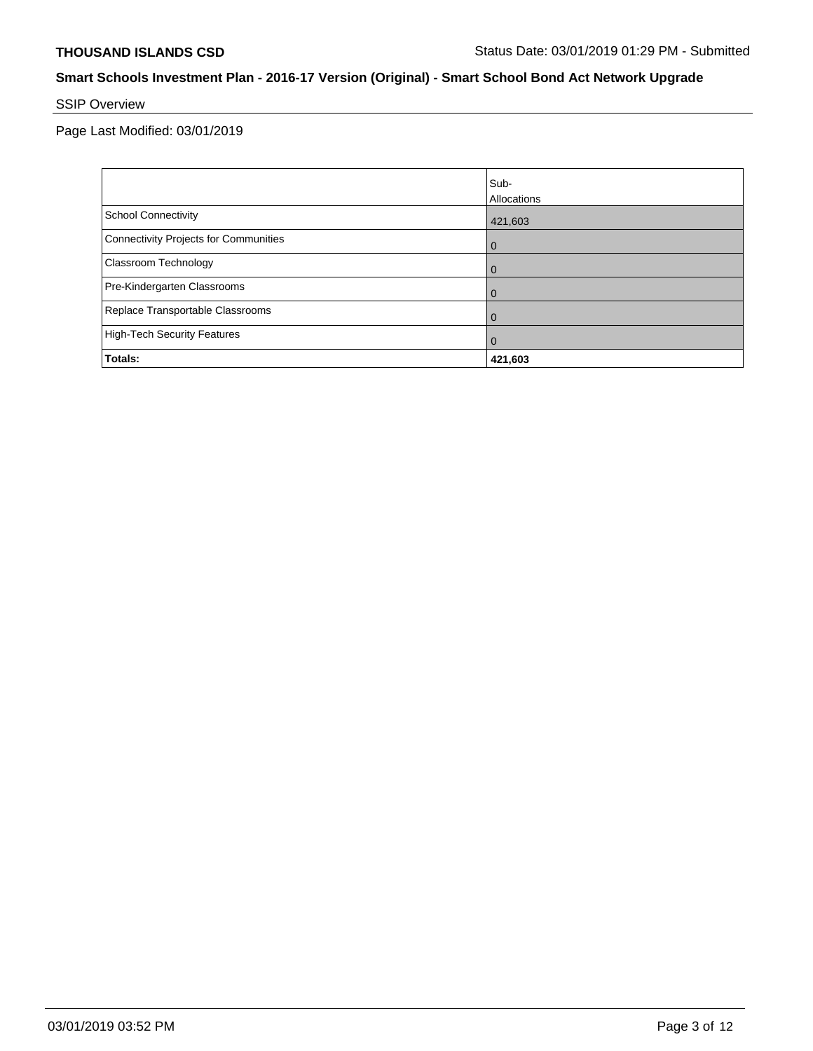## Smart Schools Investment Plan - 2016-17 Version (Original) - Smart School Bond Act Network Upgrade

SSIP Overview

Page Last Modified: 03/01/2019

| | Sub-Allocations |
|---|---|
| School Connectivity | 421,603 |
| Connectivity Projects for Communities | 0 |
| Classroom Technology | 0 |
| Pre-Kindergarten Classrooms | 0 |
| Replace Transportable Classrooms | 0 |
| High-Tech Security Features | 0 |
| **Totals:** | **421,603** |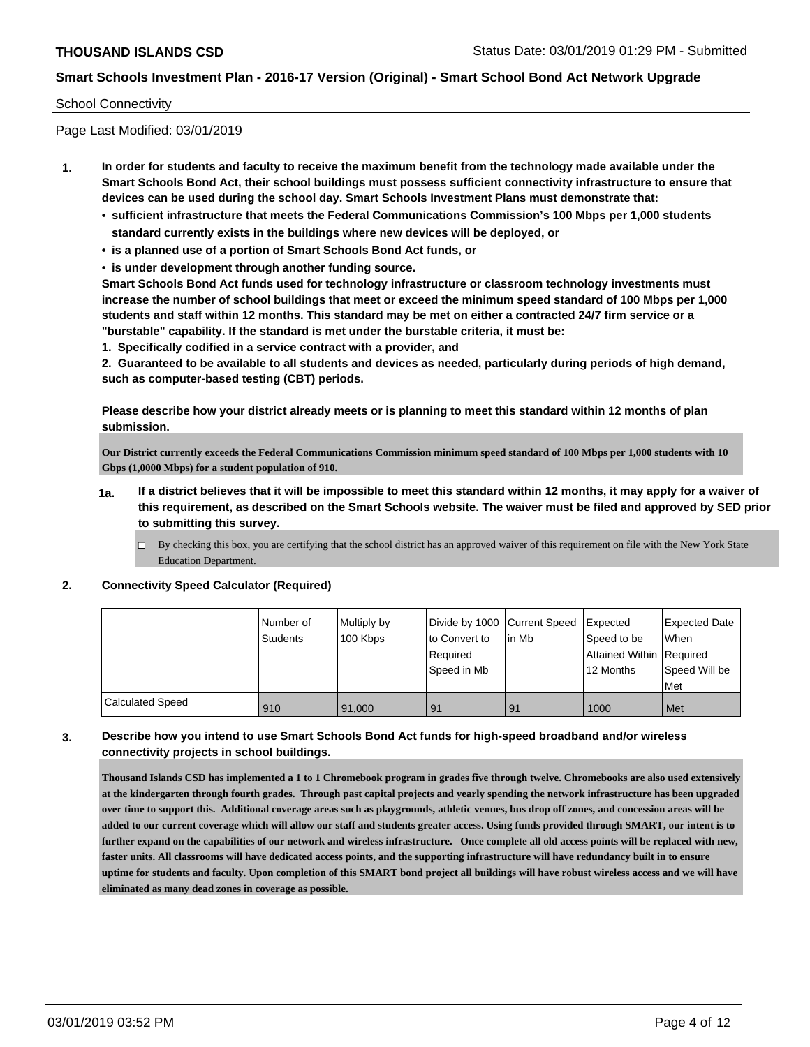School Connectivity

Page Last Modified: 03/01/2019

**1. In order for students and faculty to receive the maximum benefit from the technology made available under the Smart Schools Bond Act, their school buildings must possess sufficient connectivity infrastructure to ensure that devices can be used during the school day. Smart Schools Investment Plans must demonstrate that:**

- **sufficient infrastructure that meets the Federal Communications Commission's 100 Mbps per 1,000 students standard currently exists in the buildings where new devices will be deployed, or**
- **is a planned use of a portion of Smart Schools Bond Act funds, or**
- **is under development through another funding source.**

**Smart Schools Bond Act funds used for technology infrastructure or classroom technology investments must increase the number of school buildings that meet or exceed the minimum speed standard of 100 Mbps per 1,000 students and staff within 12 months. This standard may be met on either a contracted 24/7 firm service or a "burstable" capability. If the standard is met under the burstable criteria, it must be:**

**1. Specifically codified in a service contract with a provider, and**

**2. Guaranteed to be available to all students and devices as needed, particularly during periods of high demand, such as computer-based testing (CBT) periods.**

**Please describe how your district already meets or is planning to meet this standard within 12 months of plan submission.**

**Our District currently exceeds the Federal Communications Commission minimum speed standard of 100 Mbps per 1,000 students with 10 Gbps (1,0000 Mbps) for a student population of 910.**

**1a. If a district believes that it will be impossible to meet this standard within 12 months, it may apply for a waiver of this requirement, as described on the Smart Schools website. The waiver must be filed and approved by SED prior to submitting this survey.**

☐ By checking this box, you are certifying that the school district has an approved waiver of this requirement on file with the New York State Education Department.

**2. Connectivity Speed Calculator (Required)**

| | Number of Students | Multiply by 100 Kbps | Divide by 1000 to Convert to Required Speed in Mb | Current Speed in Mb | Expected Speed to be Attained Within 12 Months | Expected Date When Required Speed Will be Met |
|---|---|---|---|---|---|---|
| Calculated Speed | 910 | 91,000 | 91 | 91 | 1000 | Met |

**3. Describe how you intend to use Smart Schools Bond Act funds for high-speed broadband and/or wireless connectivity projects in school buildings.**

**Thousand Islands CSD has implemented a 1 to 1 Chromebook program in grades five through twelve. Chromebooks are also used extensively at the kindergarten through fourth grades. Through past capital projects and yearly spending the network infrastructure has been upgraded over time to support this. Additional coverage areas such as playgrounds, athletic venues, bus drop off zones, and concession areas will be added to our current coverage which will allow our staff and students greater access. Using funds provided through SMART, our intent is to further expand on the capabilities of our network and wireless infrastructure. Once complete all old access points will be replaced with new, faster units. All classrooms will have dedicated access points, and the supporting infrastructure will have redundancy built in to ensure uptime for students and faculty. Upon completion of this SMART bond project all buildings will have robust wireless access and we will have eliminated as many dead zones in coverage as possible.**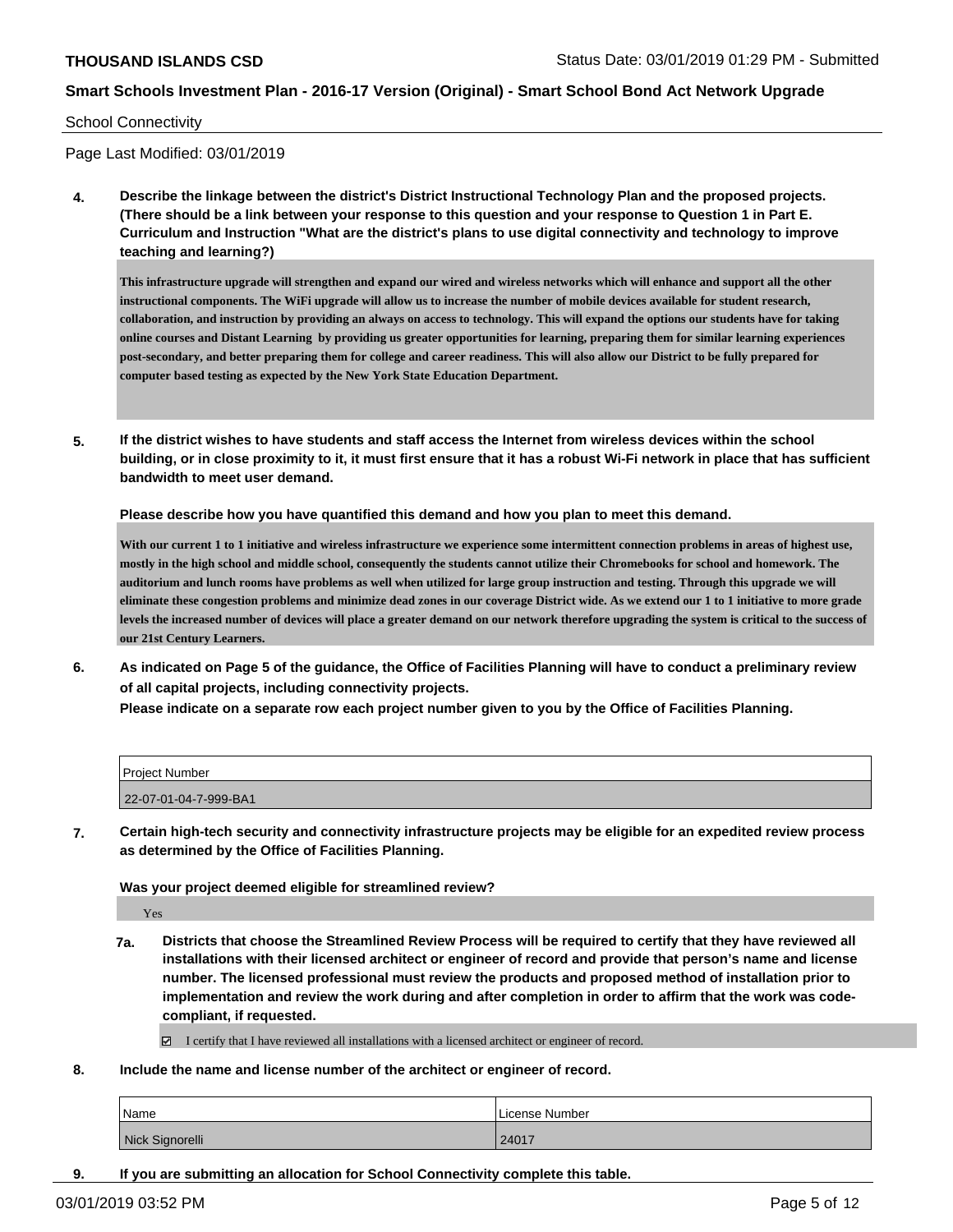School Connectivity

Page Last Modified: 03/01/2019

**4. Describe the linkage between the district's District Instructional Technology Plan and the proposed projects. (There should be a link between your response to this question and your response to Question 1 in Part E. Curriculum and Instruction "What are the district's plans to use digital connectivity and technology to improve teaching and learning?)**

This infrastructure upgrade will strengthen and expand our wired and wireless networks which will enhance and support all the other instructional components. The WiFi upgrade will allow us to increase the number of mobile devices available for student research, collaboration, and instruction by providing an always on access to technology. This will expand the options our students have for taking online courses and Distant Learning by providing us greater opportunities for learning, preparing them for similar learning experiences post-secondary, and better preparing them for college and career readiness. This will also allow our District to be fully prepared for computer based testing as expected by the New York State Education Department.

**5. If the district wishes to have students and staff access the Internet from wireless devices within the school building, or in close proximity to it, it must first ensure that it has a robust Wi-Fi network in place that has sufficient bandwidth to meet user demand.**

**Please describe how you have quantified this demand and how you plan to meet this demand.**

With our current 1 to 1 initiative and wireless infrastructure we experience some intermittent connection problems in areas of highest use, mostly in the high school and middle school, consequently the students cannot utilize their Chromebooks for school and homework. The auditorium and lunch rooms have problems as well when utilized for large group instruction and testing. Through this upgrade we will eliminate these congestion problems and minimize dead zones in our coverage District wide. As we extend our 1 to 1 initiative to more grade levels the increased number of devices will place a greater demand on our network therefore upgrading the system is critical to the success of our 21st Century Learners.

**6. As indicated on Page 5 of the guidance, the Office of Facilities Planning will have to conduct a preliminary review of all capital projects, including connectivity projects.**
**Please indicate on a separate row each project number given to you by the Office of Facilities Planning.**

| Project Number |
|---|
| 22-07-01-04-7-999-BA1 |

**7. Certain high-tech security and connectivity infrastructure projects may be eligible for an expedited review process as determined by the Office of Facilities Planning.**

**Was your project deemed eligible for streamlined review?**

Yes

**7a. Districts that choose the Streamlined Review Process will be required to certify that they have reviewed all installations with their licensed architect or engineer of record and provide that person's name and license number. The licensed professional must review the products and proposed method of installation prior to implementation and review the work during and after completion in order to affirm that the work was code-compliant, if requested.**

☑ I certify that I have reviewed all installations with a licensed architect or engineer of record.

**8. Include the name and license number of the architect or engineer of record.**

| Name | License Number |
|---|---|
| Nick Signorelli | 24017 |

**9. If you are submitting an allocation for School Connectivity complete this table.**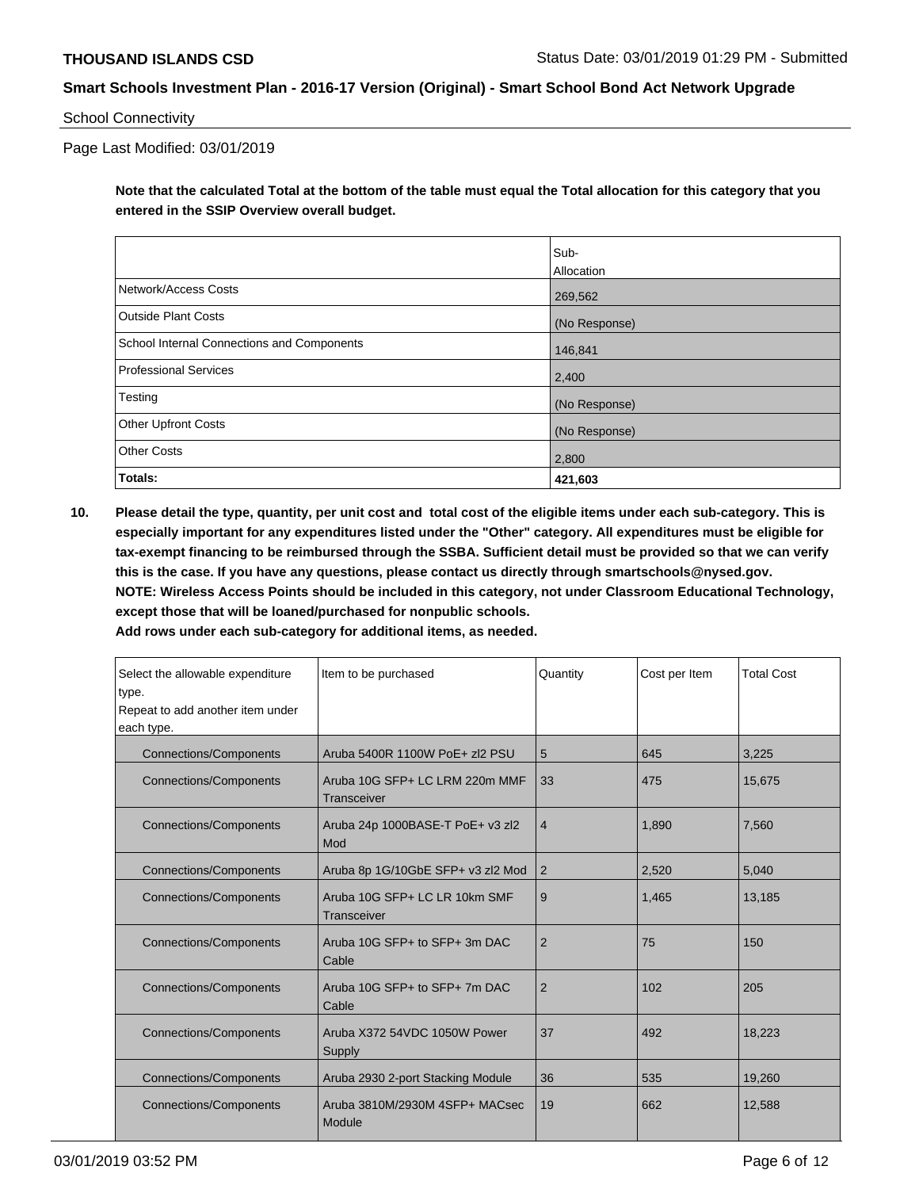School Connectivity

Page Last Modified: 03/01/2019

**Note that the calculated Total at the bottom of the table must equal the Total allocation for this category that you entered in the SSIP Overview overall budget.**

| | Sub-Allocation |
|---|---|
| Network/Access Costs | 269,562 |
| Outside Plant Costs | (No Response) |
| School Internal Connections and Components | 146,841 |
| Professional Services | 2,400 |
| Testing | (No Response) |
| Other Upfront Costs | (No Response) |
| Other Costs | 2,800 |
| **Totals:** | **421,603** |

**10. Please detail the type, quantity, per unit cost and total cost of the eligible items under each sub-category. This is especially important for any expenditures listed under the "Other" category. All expenditures must be eligible for tax-exempt financing to be reimbursed through the SSBA. Sufficient detail must be provided so that we can verify this is the case. If you have any questions, please contact us directly through smartschools@nysed.gov.**
**NOTE: Wireless Access Points should be included in this category, not under Classroom Educational Technology, except those that will be loaned/purchased for nonpublic schools.**
**Add rows under each sub-category for additional items, as needed.**

| Select the allowable expenditure type. Repeat to add another item under each type. | Item to be purchased | Quantity | Cost per Item | Total Cost |
|---|---|---|---|---|
| Connections/Components | Aruba 5400R 1100W PoE+ zl2 PSU | 5 | 645 | 3,225 |
| Connections/Components | Aruba 10G SFP+ LC LRM 220m MMF Transceiver | 33 | 475 | 15,675 |
| Connections/Components | Aruba 24p 1000BASE-T PoE+ v3 zl2 Mod | 4 | 1,890 | 7,560 |
| Connections/Components | Aruba 8p 1G/10GbE SFP+ v3 zl2 Mod | 2 | 2,520 | 5,040 |
| Connections/Components | Aruba 10G SFP+ LC LR 10km SMF Transceiver | 9 | 1,465 | 13,185 |
| Connections/Components | Aruba 10G SFP+ to SFP+ 3m DAC Cable | 2 | 75 | 150 |
| Connections/Components | Aruba 10G SFP+ to SFP+ 7m DAC Cable | 2 | 102 | 205 |
| Connections/Components | Aruba X372 54VDC 1050W Power Supply | 37 | 492 | 18,223 |
| Connections/Components | Aruba 2930 2-port Stacking Module | 36 | 535 | 19,260 |
| Connections/Components | Aruba 3810M/2930M 4SFP+ MACsec Module | 19 | 662 | 12,588 |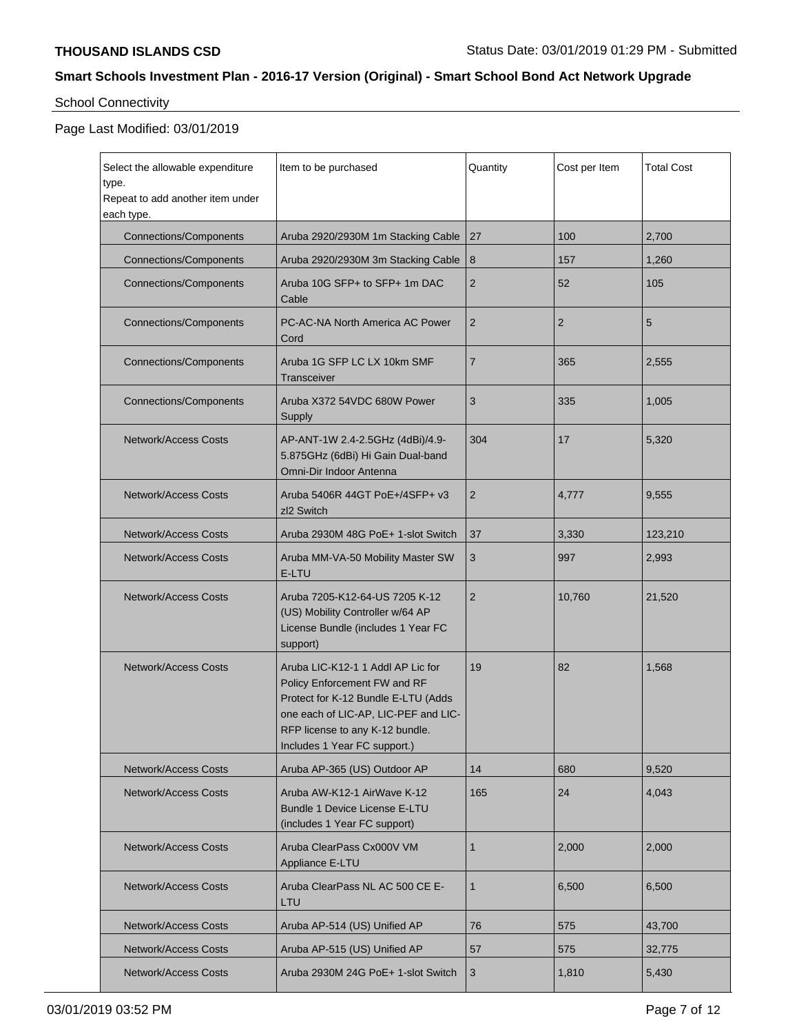**THOUSAND ISLANDS CSD** Status Date: 03/01/2019 01:29 PM - Submitted

## Smart Schools Investment Plan - 2016-17 Version (Original) - Smart School Bond Act Network Upgrade

School Connectivity

Page Last Modified: 03/01/2019

| Select the allowable expenditure type. Repeat to add another item under each type. | Item to be purchased | Quantity | Cost per Item | Total Cost |
|---|---|---|---|---|
| Connections/Components | Aruba 2920/2930M 1m Stacking Cable | 27 | 100 | 2,700 |
| Connections/Components | Aruba 2920/2930M 3m Stacking Cable | 8 | 157 | 1,260 |
| Connections/Components | Aruba 10G SFP+ to SFP+ 1m DAC Cable | 2 | 52 | 105 |
| Connections/Components | PC-AC-NA North America AC Power Cord | 2 | 2 | 5 |
| Connections/Components | Aruba 1G SFP LC LX 10km SMF Transceiver | 7 | 365 | 2,555 |
| Connections/Components | Aruba X372 54VDC 680W Power Supply | 3 | 335 | 1,005 |
| Network/Access Costs | AP-ANT-1W 2.4-2.5GHz (4dBi)/4.9-5.875GHz (6dBi) Hi Gain Dual-band Omni-Dir Indoor Antenna | 304 | 17 | 5,320 |
| Network/Access Costs | Aruba 5406R 44GT PoE+/4SFP+ v3 zl2 Switch | 2 | 4,777 | 9,555 |
| Network/Access Costs | Aruba 2930M 48G PoE+ 1-slot Switch | 37 | 3,330 | 123,210 |
| Network/Access Costs | Aruba MM-VA-50 Mobility Master SW E-LTU | 3 | 997 | 2,993 |
| Network/Access Costs | Aruba 7205-K12-64-US 7205 K-12 (US) Mobility Controller w/64 AP License Bundle (includes 1 Year FC support) | 2 | 10,760 | 21,520 |
| Network/Access Costs | Aruba LIC-K12-1 1 Addl AP Lic for Policy Enforcement FW and RF Protect for K-12 Bundle E-LTU (Adds one each of LIC-AP, LIC-PEF and LIC-RFP license to any K-12 bundle. Includes 1 Year FC support.) | 19 | 82 | 1,568 |
| Network/Access Costs | Aruba AP-365 (US) Outdoor AP | 14 | 680 | 9,520 |
| Network/Access Costs | Aruba AW-K12-1 AirWave K-12 Bundle 1 Device License E-LTU (includes 1 Year FC support) | 165 | 24 | 4,043 |
| Network/Access Costs | Aruba ClearPass Cx000V VM Appliance E-LTU | 1 | 2,000 | 2,000 |
| Network/Access Costs | Aruba ClearPass NL AC 500 CE E-LTU | 1 | 6,500 | 6,500 |
| Network/Access Costs | Aruba AP-514 (US) Unified AP | 76 | 575 | 43,700 |
| Network/Access Costs | Aruba AP-515 (US) Unified AP | 57 | 575 | 32,775 |
| Network/Access Costs | Aruba 2930M 24G PoE+ 1-slot Switch | 3 | 1,810 | 5,430 |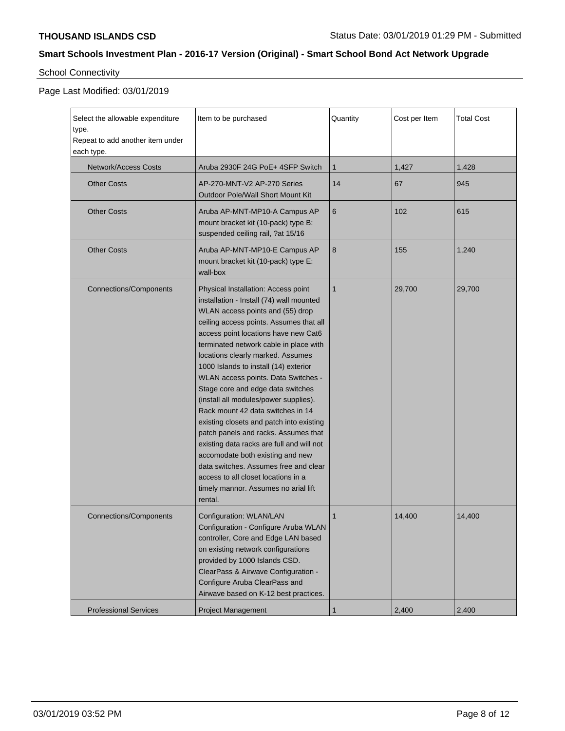**THOUSANDS ISLANDS CSD** Status Date: 03/01/2019 01:29 PM - Submitted

## Smart Schools Investment Plan - 2016-17 Version (Original) - Smart School Bond Act Network Upgrade

School Connectivity

Page Last Modified: 03/01/2019

| Select the allowable expenditure type.<br>Repeat to add another item under each type. | Item to be purchased | Quantity | Cost per Item | Total Cost |
|---|---|---|---|---|
| Network/Access Costs | Aruba 2930F 24G PoE+ 4SFP Switch | 1 | 1,427 | 1,428 |
| Other Costs | AP-270-MNT-V2 AP-270 Series Outdoor Pole/Wall Short Mount Kit | 14 | 67 | 945 |
| Other Costs | Aruba AP-MNT-MP10-A Campus AP mount bracket kit (10-pack) type B: suspended ceiling rail, ?at 15/16 | 6 | 102 | 615 |
| Other Costs | Aruba AP-MNT-MP10-E Campus AP mount bracket kit (10-pack) type E: wall-box | 8 | 155 | 1,240 |
| Connections/Components | Physical Installation: Access point installation - Install (74) wall mounted WLAN access points and (55) drop ceiling access points. Assumes that all access point locations have new Cat6 terminated network cable in place with locations clearly marked. Assumes 1000 Islands to install (14) exterior WLAN access points. Data Switches - Stage core and edge data switches (install all modules/power supplies). Rack mount 42 data switches in 14 existing closets and patch into existing patch panels and racks. Assumes that existing data racks are full and will not accomodate both existing and new data switches. Assumes free and clear access to all closet locations in a timely mannor. Assumes no arial lift rental. | 1 | 29,700 | 29,700 |
| Connections/Components | Configuration: WLAN/LAN Configuration - Configure Aruba WLAN controller, Core and Edge LAN based on existing network configurations provided by 1000 Islands CSD. ClearPass & Airwave Configuration - Configure Aruba ClearPass and Airwave based on K-12 best practices. | 1 | 14,400 | 14,400 |
| Professional Services | Project Management | 1 | 2,400 | 2,400 |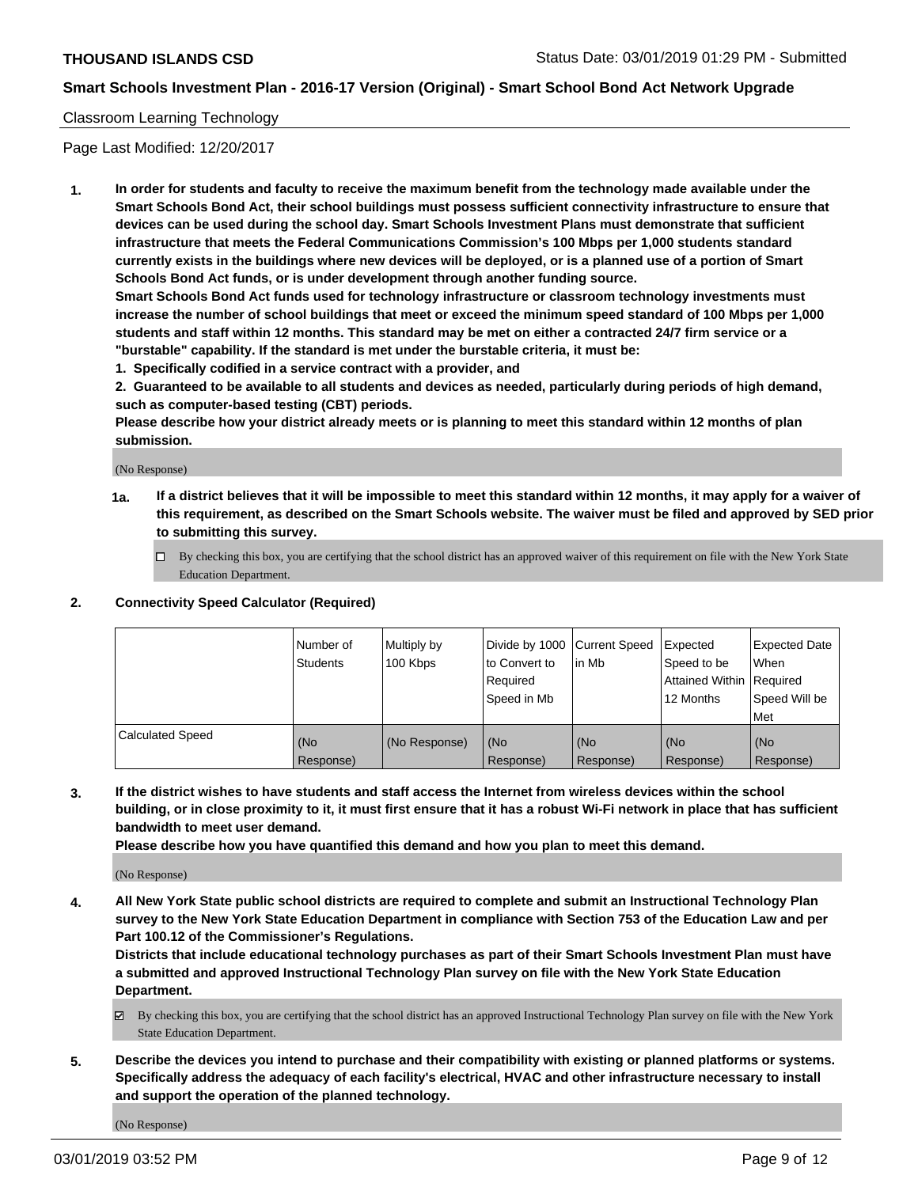Classroom Learning Technology

Page Last Modified: 12/20/2017

**1. In order for students and faculty to receive the maximum benefit from the technology made available under the Smart Schools Bond Act, their school buildings must possess sufficient connectivity infrastructure to ensure that devices can be used during the school day. Smart Schools Investment Plans must demonstrate that sufficient infrastructure that meets the Federal Communications Commission's 100 Mbps per 1,000 students standard currently exists in the buildings where new devices will be deployed, or is a planned use of a portion of Smart Schools Bond Act funds, or is under development through another funding source.**

**Smart Schools Bond Act funds used for technology infrastructure or classroom technology investments must increase the number of school buildings that meet or exceed the minimum speed standard of 100 Mbps per 1,000 students and staff within 12 months. This standard may be met on either a contracted 24/7 firm service or a "burstable" capability. If the standard is met under the burstable criteria, it must be:**

**1. Specifically codified in a service contract with a provider, and**

**2. Guaranteed to be available to all students and devices as needed, particularly during periods of high demand, such as computer-based testing (CBT) periods.**

**Please describe how your district already meets or is planning to meet this standard within 12 months of plan submission.**

(No Response)

**1a. If a district believes that it will be impossible to meet this standard within 12 months, it may apply for a waiver of this requirement, as described on the Smart Schools website. The waiver must be filed and approved by SED prior to submitting this survey.**

☐ By checking this box, you are certifying that the school district has an approved waiver of this requirement on file with the New York State Education Department.

**2. Connectivity Speed Calculator (Required)**

| | Number of Students | Multiply by 100 Kbps | Divide by 1000 to Convert to Required Speed in Mb | Current Speed in Mb | Expected Speed to be Attained Within 12 Months | Expected Date When Required Speed Will be Met |
|---|---|---|---|---|---|---|
| Calculated Speed | (No Response) | (No Response) | (No Response) | (No Response) | (No Response) | (No Response) |

**3. If the district wishes to have students and staff access the Internet from wireless devices within the school building, or in close proximity to it, it must first ensure that it has a robust Wi-Fi network in place that has sufficient bandwidth to meet user demand.**

**Please describe how you have quantified this demand and how you plan to meet this demand.**

(No Response)

**4. All New York State public school districts are required to complete and submit an Instructional Technology Plan survey to the New York State Education Department in compliance with Section 753 of the Education Law and per Part 100.12 of the Commissioner's Regulations.**

**Districts that include educational technology purchases as part of their Smart Schools Investment Plan must have a submitted and approved Instructional Technology Plan survey on file with the New York State Education Department.**

☑ By checking this box, you are certifying that the school district has an approved Instructional Technology Plan survey on file with the New York State Education Department.

**5. Describe the devices you intend to purchase and their compatibility with existing or planned platforms or systems. Specifically address the adequacy of each facility's electrical, HVAC and other infrastructure necessary to install and support the operation of the planned technology.**

(No Response)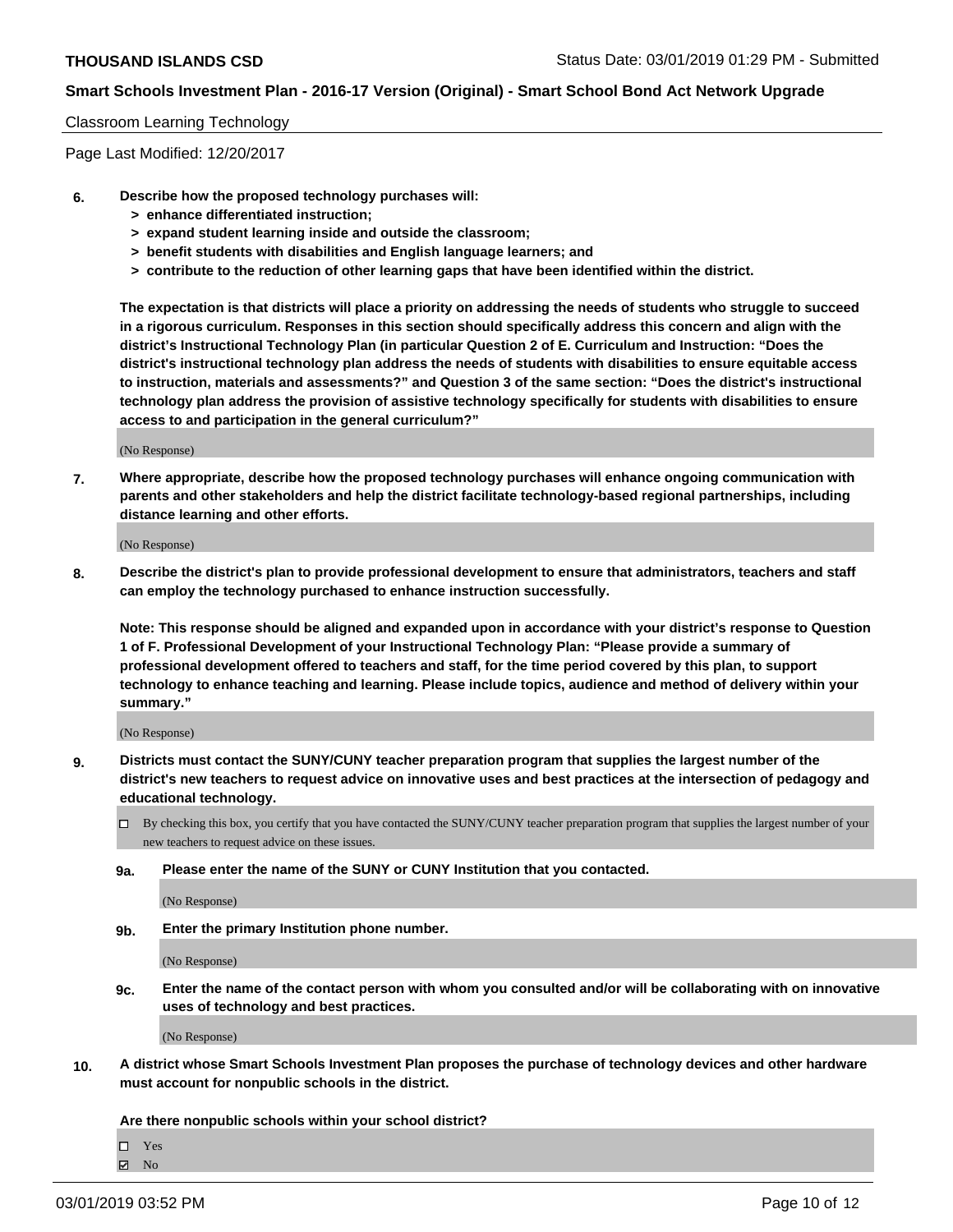Classroom Learning Technology

Page Last Modified: 12/20/2017

**6. Describe how the proposed technology purchases will:**
- **> enhance differentiated instruction;**
- **> expand student learning inside and outside the classroom;**
- **> benefit students with disabilities and English language learners; and**
- **> contribute to the reduction of other learning gaps that have been identified within the district.**

**The expectation is that districts will place a priority on addressing the needs of students who struggle to succeed in a rigorous curriculum. Responses in this section should specifically address this concern and align with the district's Instructional Technology Plan (in particular Question 2 of E. Curriculum and Instruction: "Does the district's instructional technology plan address the needs of students with disabilities to ensure equitable access to instruction, materials and assessments?" and Question 3 of the same section: "Does the district's instructional technology plan address the provision of assistive technology specifically for students with disabilities to ensure access to and participation in the general curriculum?"**

(No Response)

**7. Where appropriate, describe how the proposed technology purchases will enhance ongoing communication with parents and other stakeholders and help the district facilitate technology-based regional partnerships, including distance learning and other efforts.**

(No Response)

**8. Describe the district's plan to provide professional development to ensure that administrators, teachers and staff can employ the technology purchased to enhance instruction successfully.**

**Note: This response should be aligned and expanded upon in accordance with your district's response to Question 1 of F. Professional Development of your Instructional Technology Plan: "Please provide a summary of professional development offered to teachers and staff, for the time period covered by this plan, to support technology to enhance teaching and learning. Please include topics, audience and method of delivery within your summary."**

(No Response)

**9. Districts must contact the SUNY/CUNY teacher preparation program that supplies the largest number of the district's new teachers to request advice on innovative uses and best practices at the intersection of pedagogy and educational technology.**

☐ By checking this box, you certify that you have contacted the SUNY/CUNY teacher preparation program that supplies the largest number of your new teachers to request advice on these issues.

**9a. Please enter the name of the SUNY or CUNY Institution that you contacted.**

(No Response)

**9b. Enter the primary Institution phone number.**

(No Response)

**9c. Enter the name of the contact person with whom you consulted and/or will be collaborating with on innovative uses of technology and best practices.**

(No Response)

**10. A district whose Smart Schools Investment Plan proposes the purchase of technology devices and other hardware must account for nonpublic schools in the district.**

**Are there nonpublic schools within your school district?**

☐ Yes
☑ No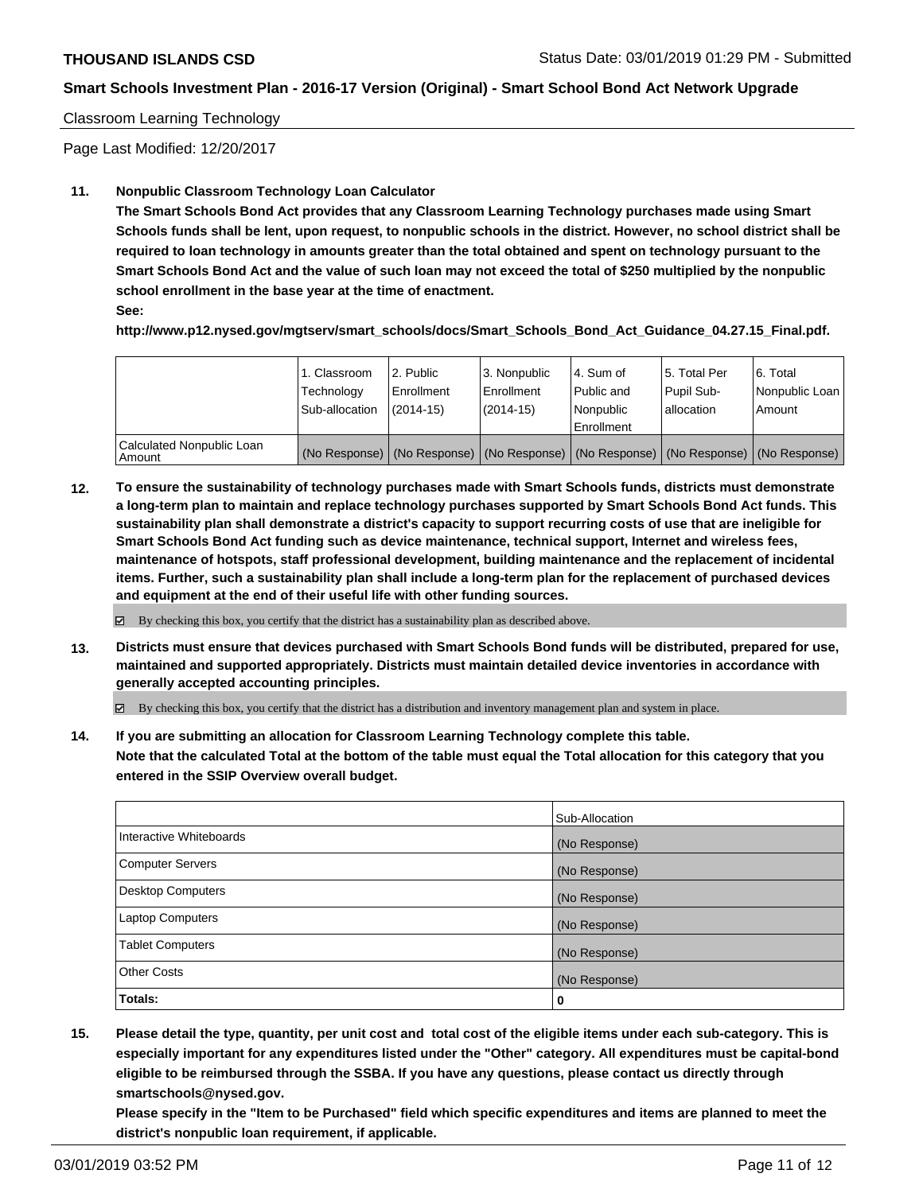Classroom Learning Technology

Page Last Modified: 12/20/2017

**11. Nonpublic Classroom Technology Loan Calculator**

**The Smart Schools Bond Act provides that any Classroom Learning Technology purchases made using Smart Schools funds shall be lent, upon request, to nonpublic schools in the district. However, no school district shall be required to loan technology in amounts greater than the total obtained and spent on technology pursuant to the Smart Schools Bond Act and the value of such loan may not exceed the total of $250 multiplied by the nonpublic school enrollment in the base year at the time of enactment.**

**See:**

**http://www.p12.nysed.gov/mgtserv/smart_schools/docs/Smart_Schools_Bond_Act_Guidance_04.27.15_Final.pdf.**

| | 1. Classroom Technology Sub-allocation | 2. Public Enrollment (2014-15) | 3. Nonpublic Enrollment (2014-15) | 4. Sum of Public and Nonpublic Enrollment | 5. Total Per Pupil Sub-allocation | 6. Total Nonpublic Loan Amount |
|---|---|---|---|---|---|---|
| Calculated Nonpublic Loan Amount | (No Response) | (No Response) | (No Response) | (No Response) | (No Response) | (No Response) |

**12. To ensure the sustainability of technology purchases made with Smart Schools funds, districts must demonstrate a long-term plan to maintain and replace technology purchases supported by Smart Schools Bond Act funds. This sustainability plan shall demonstrate a district's capacity to support recurring costs of use that are ineligible for Smart Schools Bond Act funding such as device maintenance, technical support, Internet and wireless fees, maintenance of hotspots, staff professional development, building maintenance and the replacement of incidental items. Further, such a sustainability plan shall include a long-term plan for the replacement of purchased devices and equipment at the end of their useful life with other funding sources.**

☑ By checking this box, you certify that the district has a sustainability plan as described above.

**13. Districts must ensure that devices purchased with Smart Schools Bond funds will be distributed, prepared for use, maintained and supported appropriately. Districts must maintain detailed device inventories in accordance with generally accepted accounting principles.**

☑ By checking this box, you certify that the district has a distribution and inventory management plan and system in place.

**14. If you are submitting an allocation for Classroom Learning Technology complete this table.**
**Note that the calculated Total at the bottom of the table must equal the Total allocation for this category that you entered in the SSIP Overview overall budget.**

| | Sub-Allocation |
|---|---|
| Interactive Whiteboards | (No Response) |
| Computer Servers | (No Response) |
| Desktop Computers | (No Response) |
| Laptop Computers | (No Response) |
| Tablet Computers | (No Response) |
| Other Costs | (No Response) |
| **Totals:** | **0** |

**15. Please detail the type, quantity, per unit cost and total cost of the eligible items under each sub-category. This is especially important for any expenditures listed under the "Other" category. All expenditures must be capital-bond eligible to be reimbursed through the SSBA. If you have any questions, please contact us directly through smartschools@nysed.gov.**
**Please specify in the "Item to be Purchased" field which specific expenditures and items are planned to meet the district's nonpublic loan requirement, if applicable.**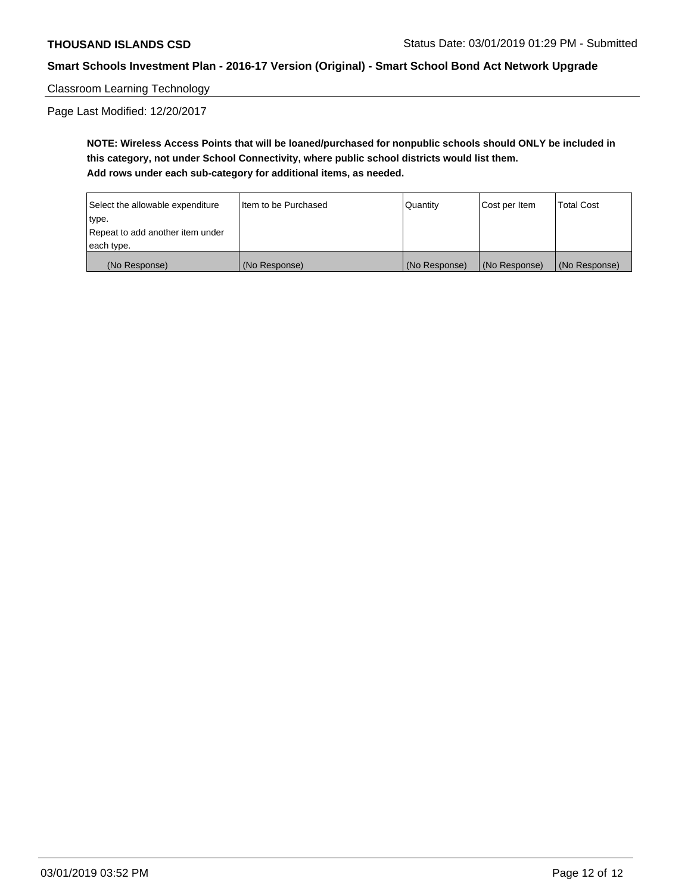Classroom Learning Technology

Page Last Modified: 12/20/2017

**NOTE: Wireless Access Points that will be loaned/purchased for nonpublic schools should ONLY be included in this category, not under School Connectivity, where public school districts would list them.**
**Add rows under each sub-category for additional items, as needed.**

| Select the allowable expenditure type. Repeat to add another item under each type. | Item to be Purchased | Quantity | Cost per Item | Total Cost |
| --- | --- | --- | --- | --- |
| (No Response) | (No Response) | (No Response) | (No Response) | (No Response) |